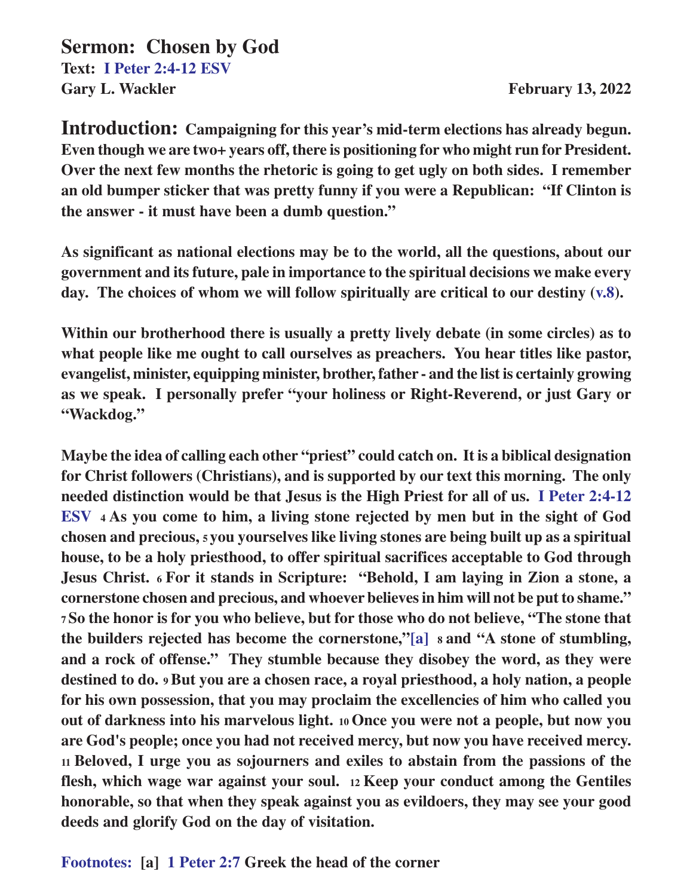# Sermon: Chosen by God

**Text: I Peter 2:4-12 ESV**

**Gary L. Wackler** **February 13, 2022**

**Introduction:** **Campaigning for this year's mid-term elections has already begun. Even though we are two+ years off, there is positioning for who might run for President. Over the next few months the rhetoric is going to get ugly on both sides. I remember an old bumper sticker that was pretty funny if you were a Republican: "If Clinton is the answer - it must have been a dumb question."**

**As significant as national elections may be to the world, all the questions, about our government and its future, pale in importance to the spiritual decisions we make every day. The choices of whom we will follow spiritually are critical to our destiny (v.8).**

**Within our brotherhood there is usually a pretty lively debate (in some circles) as to what people like me ought to call ourselves as preachers. You hear titles like pastor, evangelist, minister, equipping minister, brother, father - and the list is certainly growing as we speak. I personally prefer "your holiness or Right-Reverend, or just Gary or "Wackdog."**

**Maybe the idea of calling each other "priest" could catch on. It is a biblical designation for Christ followers (Christians), and is supported by our text this morning. The only needed distinction would be that Jesus is the High Priest for all of us. I Peter 2:4-12 ESV 4 As you come to him, a living stone rejected by men but in the sight of God chosen and precious, 5 you yourselves like living stones are being built up as a spiritual house, to be a holy priesthood, to offer spiritual sacrifices acceptable to God through Jesus Christ. 6 For it stands in Scripture: "Behold, I am laying in Zion a stone, a cornerstone chosen and precious, and whoever believes in him will not be put to shame." 7 So the honor is for you who believe, but for those who do not believe, "The stone that the builders rejected has become the cornerstone,"[a] 8 and "A stone of stumbling, and a rock of offense." They stumble because they disobey the word, as they were destined to do. 9 But you are a chosen race, a royal priesthood, a holy nation, a people for his own possession, that you may proclaim the excellencies of him who called you out of darkness into his marvelous light. 10 Once you were not a people, but now you are God's people; once you had not received mercy, but now you have received mercy. 11 Beloved, I urge you as sojourners and exiles to abstain from the passions of the flesh, which wage war against your soul. 12 Keep your conduct among the Gentiles honorable, so that when they speak against you as evildoers, they may see your good deeds and glorify God on the day of visitation.**

**Footnotes: [a] 1 Peter 2:7 Greek the head of the corner**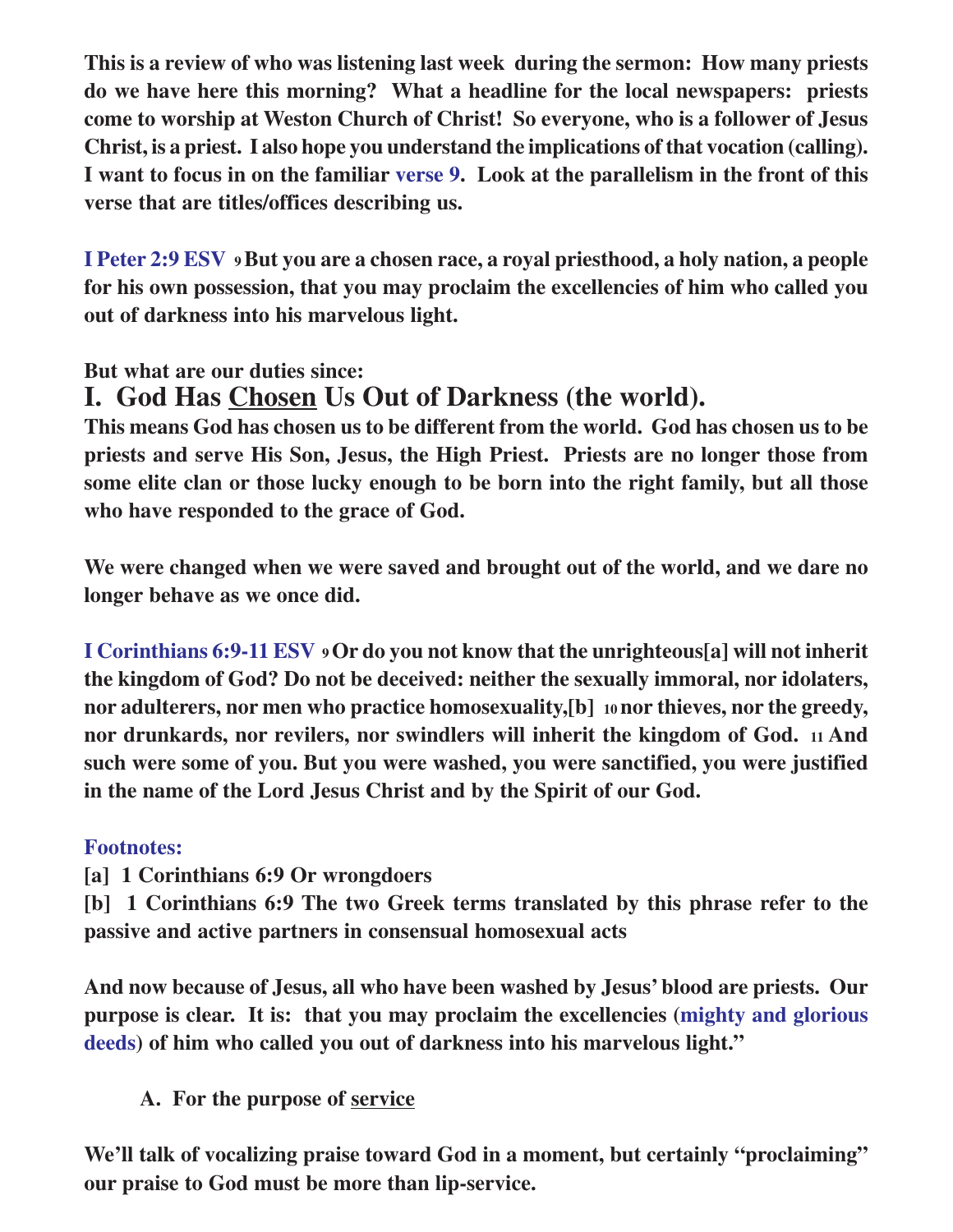**This is a review of who was listening last week during the sermon: How many priests do we have here this morning? What a headline for the local newspapers: priests come to worship at Weston Church of Christ! So everyone, who is a follower of Jesus Christ, is a priest. I also hope you understand the implications of that vocation (calling). I want to focus in on the familiar verse 9. Look at the parallelism in the front of this verse that are titles/offices describing us.**

**I Peter 2:9 ESV** **9 But you are a chosen race, a royal priesthood, a holy nation, a people for his own possession, that you may proclaim the excellencies of him who called you out of darkness into his marvelous light.**

**But what are our duties since:**

## I. God Has Chosen Us Out of Darkness (the world).

**This means God has chosen us to be different from the world. God has chosen us to be priests and serve His Son, Jesus, the High Priest. Priests are no longer those from some elite clan or those lucky enough to be born into the right family, but all those who have responded to the grace of God.**

**We were changed when we were saved and brought out of the world, and we dare no longer behave as we once did.**

**I Corinthians 6:9-11 ESV** **9 Or do you not know that the unrighteous[a] will not inherit the kingdom of God? Do not be deceived: neither the sexually immoral, nor idolaters, nor adulterers, nor men who practice homosexuality,[b] 10 nor thieves, nor the greedy, nor drunkards, nor revilers, nor swindlers will inherit the kingdom of God. 11 And such were some of you. But you were washed, you were sanctified, you were justified in the name of the Lord Jesus Christ and by the Spirit of our God.**

**Footnotes:**

**[a] 1 Corinthians 6:9 Or wrongdoers**

**[b] 1 Corinthians 6:9 The two Greek terms translated by this phrase refer to the passive and active partners in consensual homosexual acts**

**And now because of Jesus, all who have been washed by Jesus' blood are priests. Our purpose is clear. It is: that you may proclaim the excellencies (mighty and glorious deeds) of him who called you out of darkness into his marvelous light."**

### A. For the purpose of service

**We'll talk of vocalizing praise toward God in a moment, but certainly "proclaiming" our praise to God must be more than lip-service.**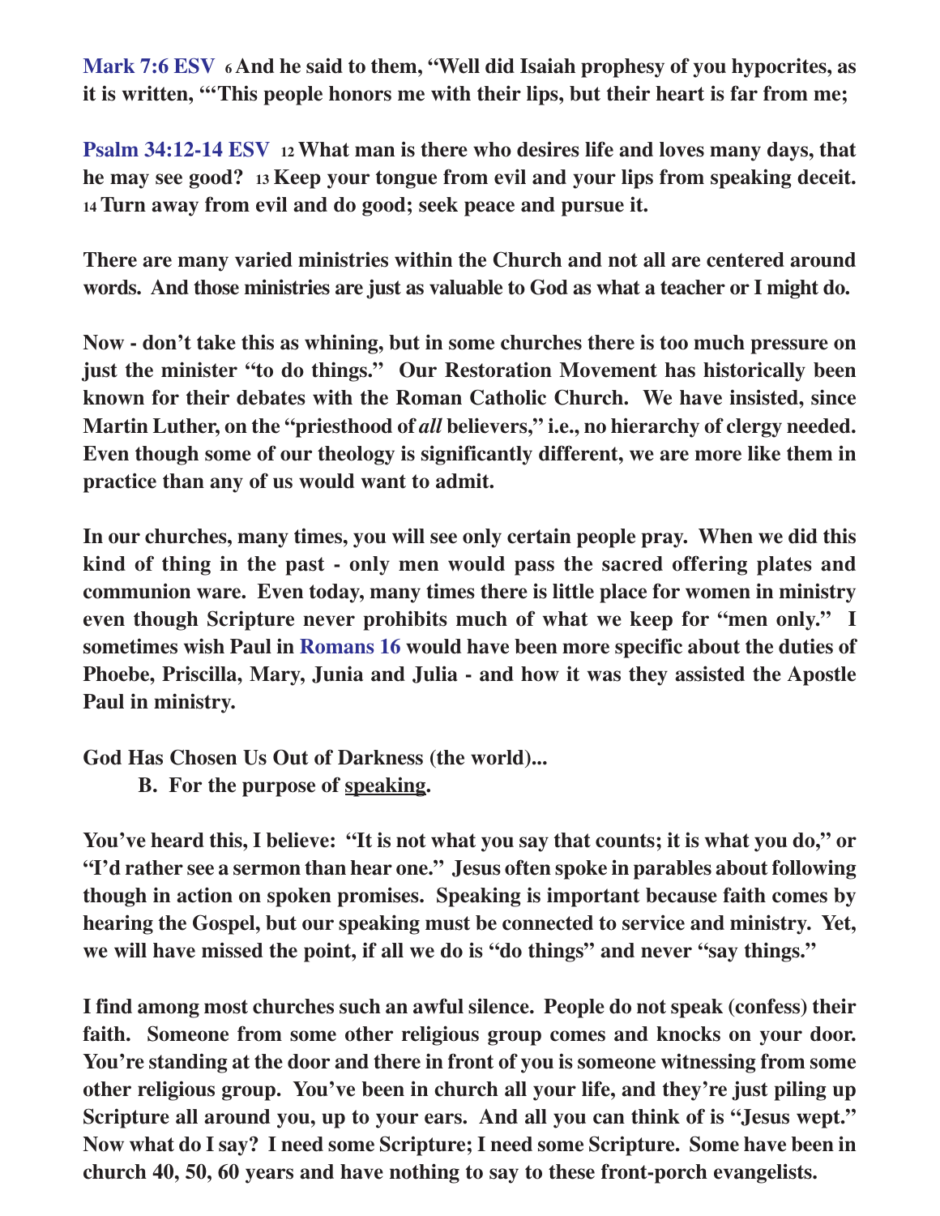**Mark 7:6 ESV** [6] **And he said to them, "Well did Isaiah prophesy of you hypocrites, as it is written, "'This people honors me with their lips, but their heart is far from me;**

**Psalm 34:12-14 ESV** [12] **What man is there who desires life and loves many days, that he may see good?** [13] **Keep your tongue from evil and your lips from speaking deceit.** [14] **Turn away from evil and do good; seek peace and pursue it.**

**There are many varied ministries within the Church and not all are centered around words. And those ministries are just as valuable to God as what a teacher or I might do.**

**Now - don't take this as whining, but in some churches there is too much pressure on just the minister "to do things." Our Restoration Movement has historically been known for their debates with the Roman Catholic Church. We have insisted, since Martin Luther, on the "priesthood of *all* believers," i.e., no hierarchy of clergy needed. Even though some of our theology is significantly different, we are more like them in practice than any of us would want to admit.**

**In our churches, many times, you will see only certain people pray. When we did this kind of thing in the past - only men would pass the sacred offering plates and communion ware. Even today, many times there is little place for women in ministry even though Scripture never prohibits much of what we keep for "men only." I sometimes wish Paul in Romans 16 would have been more specific about the duties of Phoebe, Priscilla, Mary, Junia and Julia - and how it was they assisted the Apostle Paul in ministry.**

**God Has Chosen Us Out of Darkness (the world)...**

**B. For the purpose of <u>speaking</u>.**

**You've heard this, I believe: "It is not what you say that counts; it is what you do," or "I'd rather see a sermon than hear one." Jesus often spoke in parables about following though in action on spoken promises. Speaking is important because faith comes by hearing the Gospel, but our speaking must be connected to service and ministry. Yet, we will have missed the point, if all we do is "do things" and never "say things."**

**I find among most churches such an awful silence. People do not speak (confess) their faith. Someone from some other religious group comes and knocks on your door. You're standing at the door and there in front of you is someone witnessing from some other religious group. You've been in church all your life, and they're just piling up Scripture all around you, up to your ears. And all you can think of is "Jesus wept." Now what do I say? I need some Scripture; I need some Scripture. Some have been in church 40, 50, 60 years and have nothing to say to these front-porch evangelists.**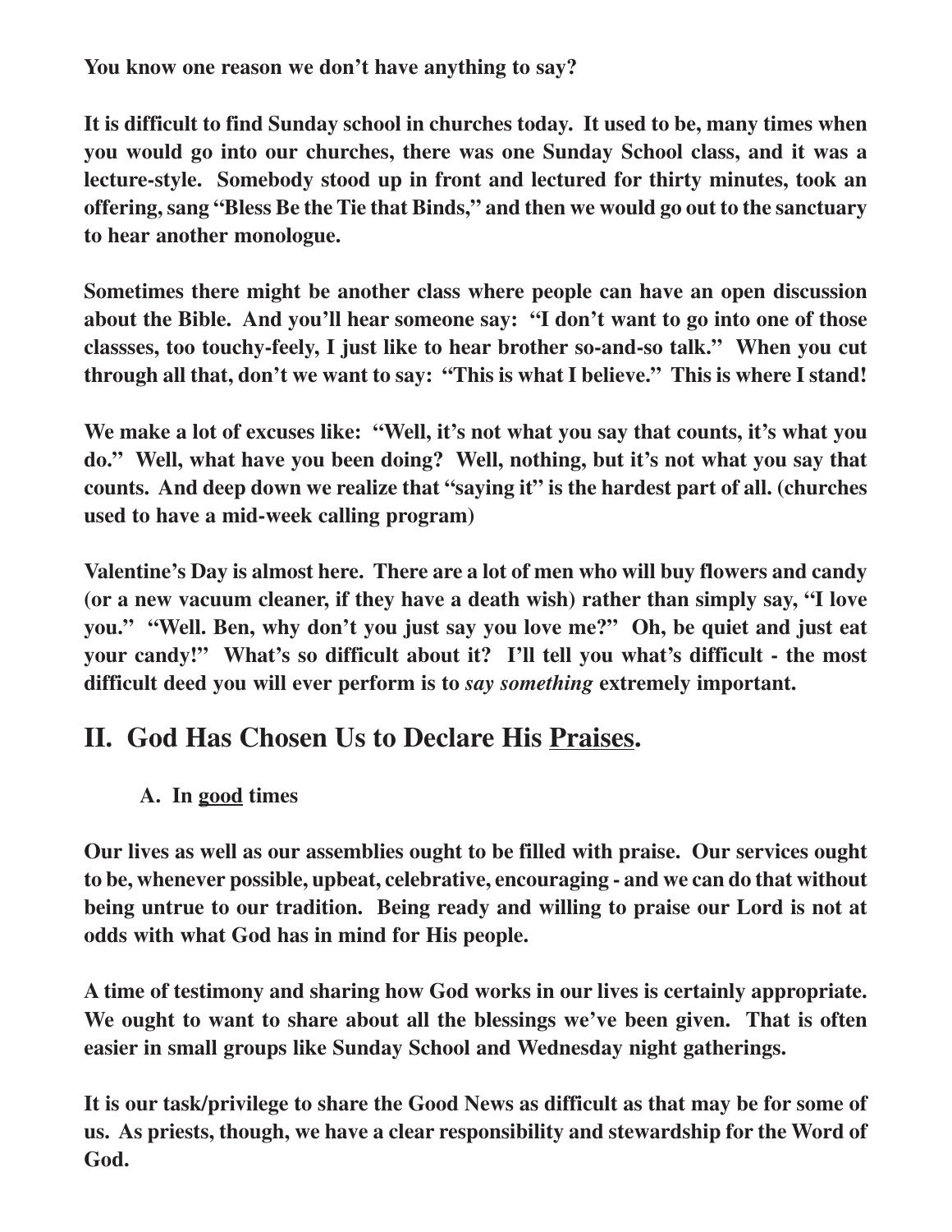**You know one reason we don't have anything to say?**

**It is difficult to find Sunday school in churches today. It used to be, many times when you would go into our churches, there was one Sunday School class, and it was a lecture-style. Somebody stood up in front and lectured for thirty minutes, took an offering, sang "Bless Be the Tie that Binds," and then we would go out to the sanctuary to hear another monologue.**

**Sometimes there might be another class where people can have an open discussion about the Bible. And you'll hear someone say: "I don't want to go into one of those classses, too touchy-feely, I just like to hear brother so-and-so talk." When you cut through all that, don't we want to say: "This is what I believe." This is where I stand!**

**We make a lot of excuses like: "Well, it's not what you say that counts, it's what you do." Well, what have you been doing? Well, nothing, but it's not what you say that counts. And deep down we realize that "saying it" is the hardest part of all. (churches used to have a mid-week calling program)**

**Valentine's Day is almost here. There are a lot of men who will buy flowers and candy (or a new vacuum cleaner, if they have a death wish) rather than simply say, "I love you." "Well. Ben, why don't you just say you love me?" Oh, be quiet and just eat your candy!" What's so difficult about it? I'll tell you what's difficult - the most difficult deed you will ever perform is to *say something* extremely important.**

## II. God Has Chosen Us to Declare His <u>Praises</u>.

### A. In <u>good</u> times

**Our lives as well as our assemblies ought to be filled with praise. Our services ought to be, whenever possible, upbeat, celebrative, encouraging - and we can do that without being untrue to our tradition. Being ready and willing to praise our Lord is not at odds with what God has in mind for His people.**

**A time of testimony and sharing how God works in our lives is certainly appropriate. We ought to want to share about all the blessings we've been given. That is often easier in small groups like Sunday School and Wednesday night gatherings.**

**It is our task/privilege to share the Good News as difficult as that may be for some of us. As priests, though, we have a clear responsibility and stewardship for the Word of God.**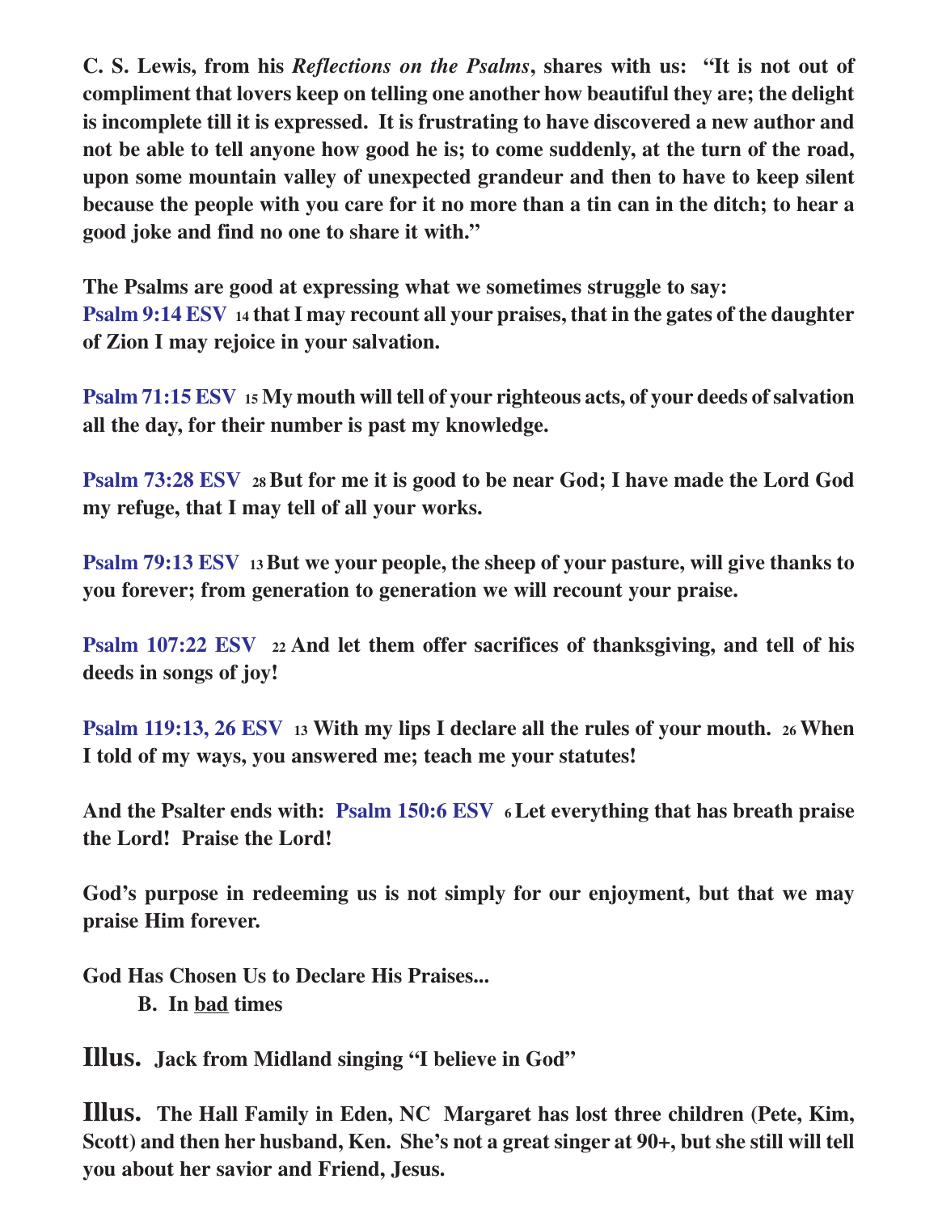**C. S. Lewis, from his *Reflections on the Psalms*, shares with us: "It is not out of compliment that lovers keep on telling one another how beautiful they are; the delight is incomplete till it is expressed. It is frustrating to have discovered a new author and not be able to tell anyone how good he is; to come suddenly, at the turn of the road, upon some mountain valley of unexpected grandeur and then to have to keep silent because the people with you care for it no more than a tin can in the ditch; to hear a good joke and find no one to share it with."**

**The Psalms are good at expressing what we sometimes struggle to say:**
**Psalm 9:14 ESV 14 that I may recount all your praises, that in the gates of the daughter of Zion I may rejoice in your salvation.**

**Psalm 71:15 ESV 15 My mouth will tell of your righteous acts, of your deeds of salvation all the day, for their number is past my knowledge.**

**Psalm 73:28 ESV 28 But for me it is good to be near God; I have made the Lord God my refuge, that I may tell of all your works.**

**Psalm 79:13 ESV 13 But we your people, the sheep of your pasture, will give thanks to you forever; from generation to generation we will recount your praise.**

**Psalm 107:22 ESV 22 And let them offer sacrifices of thanksgiving, and tell of his deeds in songs of joy!**

**Psalm 119:13, 26 ESV 13 With my lips I declare all the rules of your mouth. 26 When I told of my ways, you answered me; teach me your statutes!**

**And the Psalter ends with: Psalm 150:6 ESV 6 Let everything that has breath praise the Lord! Praise the Lord!**

**God's purpose in redeeming us is not simply for our enjoyment, but that we may praise Him forever.**

**God Has Chosen Us to Declare His Praises...**
**B. In <u>bad</u> times**

**Illus. Jack from Midland singing "I believe in God"**

**Illus. The Hall Family in Eden, NC Margaret has lost three children (Pete, Kim, Scott) and then her husband, Ken. She's not a great singer at 90+, but she still will tell you about her savior and Friend, Jesus.**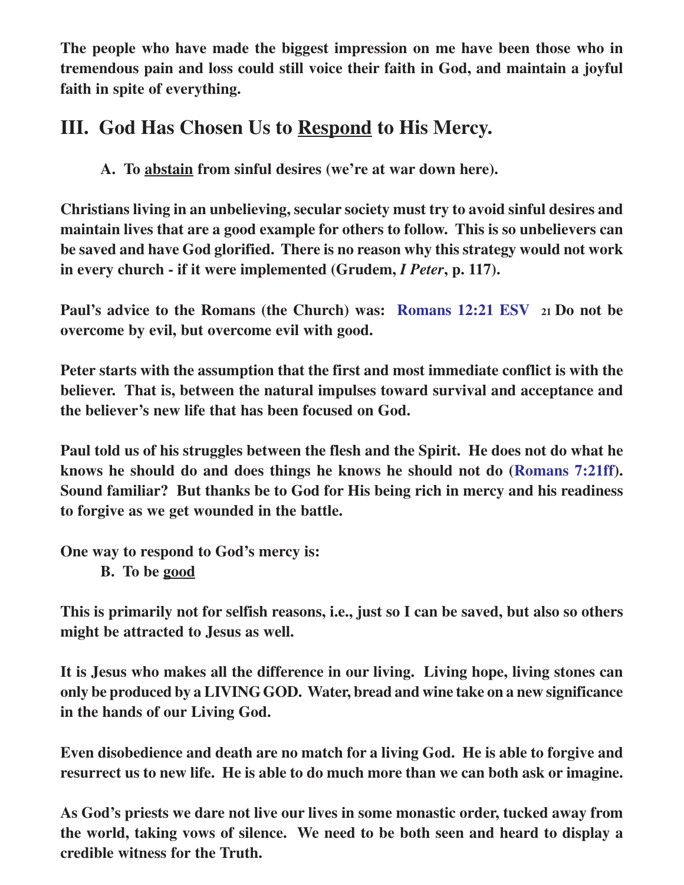**The people who have made the biggest impression on me have been those who in tremendous pain and loss could still voice their faith in God, and maintain a joyful faith in spite of everything.**

## III. God Has Chosen Us to <u>Respond</u> to His Mercy.

**A. To <u>abstain</u> from sinful desires (we're at war down here).**

**Christians living in an unbelieving, secular society must try to avoid sinful desires and maintain lives that are a good example for others to follow. This is so unbelievers can be saved and have God glorified. There is no reason why this strategy would not work in every church - if it were implemented (Grudem, *I Peter*, p. 117).**

**Paul's advice to the Romans (the Church) was: Romans 12:21 ESV 21 Do not be overcome by evil, but overcome evil with good.**

**Peter starts with the assumption that the first and most immediate conflict is with the believer. That is, between the natural impulses toward survival and acceptance and the believer's new life that has been focused on God.**

**Paul told us of his struggles between the flesh and the Spirit. He does not do what he knows he should do and does things he knows he should not do (Romans 7:21ff). Sound familiar? But thanks be to God for His being rich in mercy and his readiness to forgive as we get wounded in the battle.**

**One way to respond to God's mercy is:**

**B. To be <u>good</u>**

**This is primarily not for selfish reasons, i.e., just so I can be saved, but also so others might be attracted to Jesus as well.**

**It is Jesus who makes all the difference in our living. Living hope, living stones can only be produced by a LIVING GOD. Water, bread and wine take on a new significance in the hands of our Living God.**

**Even disobedience and death are no match for a living God. He is able to forgive and resurrect us to new life. He is able to do much more than we can both ask or imagine.**

**As God's priests we dare not live our lives in some monastic order, tucked away from the world, taking vows of silence. We need to be both seen and heard to display a credible witness for the Truth.**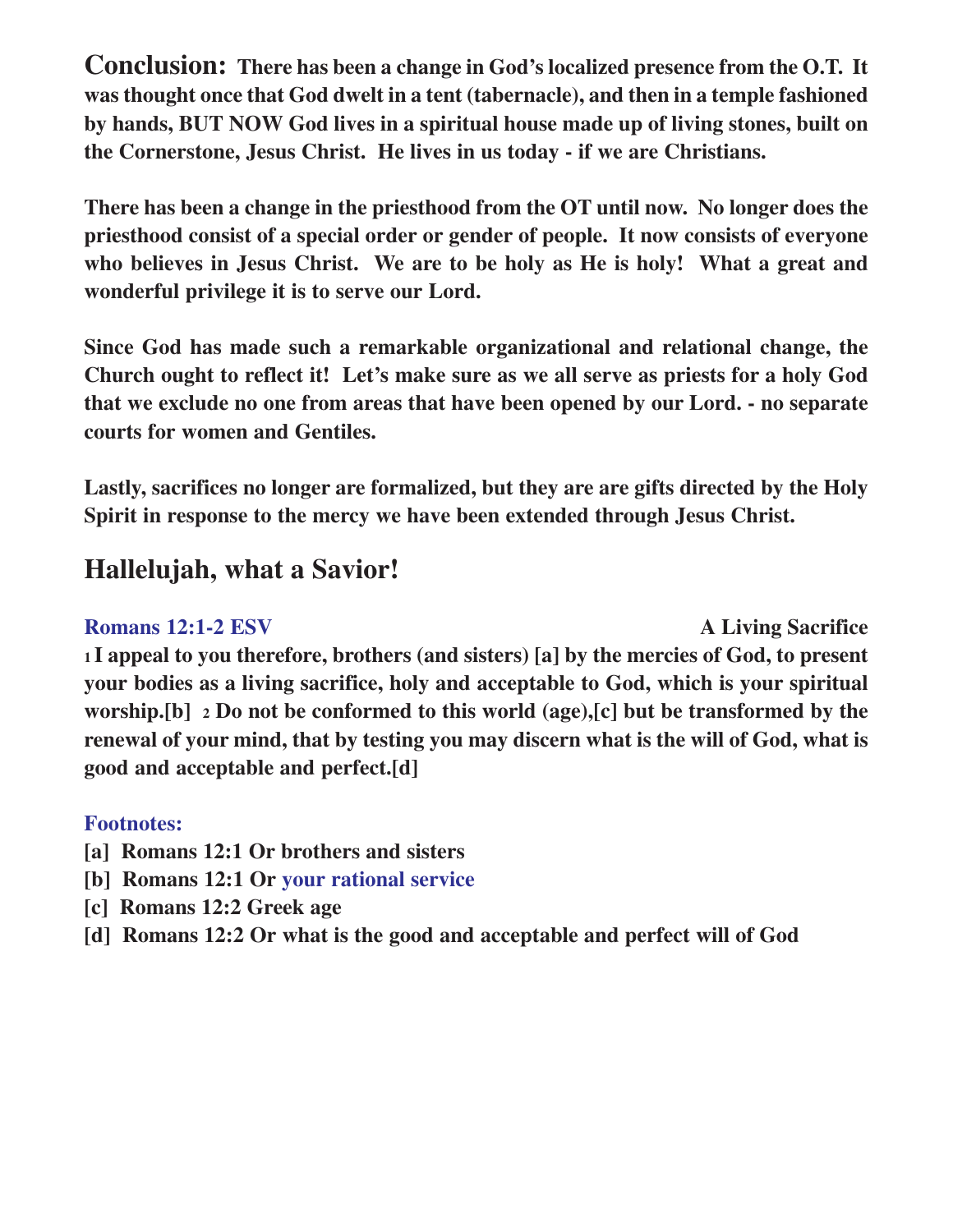**Conclusion:** **There has been a change in God's localized presence from the O.T. It was thought once that God dwelt in a tent (tabernacle), and then in a temple fashioned by hands, BUT NOW God lives in a spiritual house made up of living stones, built on the Cornerstone, Jesus Christ. He lives in us today - if we are Christians.**

**There has been a change in the priesthood from the OT until now. No longer does the priesthood consist of a special order or gender of people. It now consists of everyone who believes in Jesus Christ. We are to be holy as He is holy! What a great and wonderful privilege it is to serve our Lord.**

**Since God has made such a remarkable organizational and relational change, the Church ought to reflect it! Let's make sure as we all serve as priests for a holy God that we exclude no one from areas that have been opened by our Lord. - no separate courts for women and Gentiles.**

**Lastly, sacrifices no longer are formalized, but they are are gifts directed by the Holy Spirit in response to the mercy we have been extended through Jesus Christ.**

## Hallelujah, what a Savior!

**Romans 12:1-2 ESV** **A Living Sacrifice**

**1 I appeal to you therefore, brothers (and sisters) [a] by the mercies of God, to present your bodies as a living sacrifice, holy and acceptable to God, which is your spiritual worship.[b] 2 Do not be conformed to this world (age),[c] but be transformed by the renewal of your mind, that by testing you may discern what is the will of God, what is good and acceptable and perfect.[d]**

**Footnotes:**

**[a] Romans 12:1 Or brothers and sisters**
**[b] Romans 12:1 Or your rational service**
**[c] Romans 12:2 Greek age**
**[d] Romans 12:2 Or what is the good and acceptable and perfect will of God**